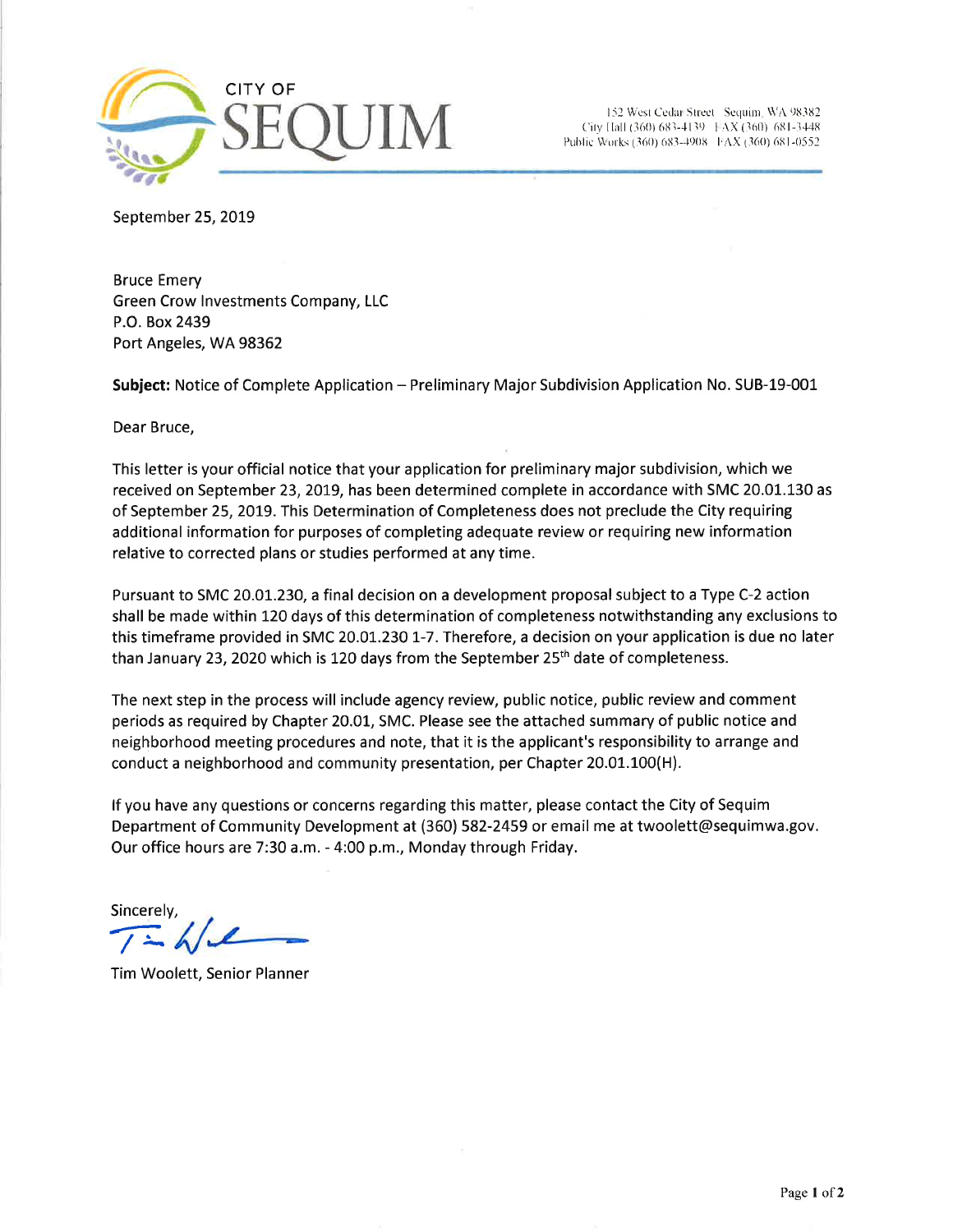CITY OF
# SEQUIM

152 West Cedar Street Sequim, WA 98382
City Hall (360) 683-4139 FAX (360) 681-3448
Public Works (360) 683-4908 FAX (360) 681-0552

September 25, 2019

Bruce Emery
Green Crow Investments Company, LLC
P.O. Box 2439
Port Angeles, WA 98362

**Subject:** Notice of Complete Application – Preliminary Major Subdivision Application No. SUB-19-001

Dear Bruce,

This letter is your official notice that your application for preliminary major subdivision, which we received on September 23, 2019, has been determined complete in accordance with SMC 20.01.130 as of September 25, 2019. This Determination of Completeness does not preclude the City requiring additional information for purposes of completing adequate review or requiring new information relative to corrected plans or studies performed at any time.

Pursuant to SMC 20.01.230, a final decision on a development proposal subject to a Type C-2 action shall be made within 120 days of this determination of completeness notwithstanding any exclusions to this timeframe provided in SMC 20.01.230 1-7. Therefore, a decision on your application is due no later than January 23, 2020 which is 120 days from the September 25th date of completeness.

The next step in the process will include agency review, public notice, public review and comment periods as required by Chapter 20.01, SMC. Please see the attached summary of public notice and neighborhood meeting procedures and note, that it is the applicant's responsibility to arrange and conduct a neighborhood and community presentation, per Chapter 20.01.100(H).

If you have any questions or concerns regarding this matter, please contact the City of Sequim Department of Community Development at (360) 582-2459 or email me at twoolett@sequimwa.gov. Our office hours are 7:30 a.m. - 4:00 p.m., Monday through Friday.

Sincerely,

Tim Woolett, Senior Planner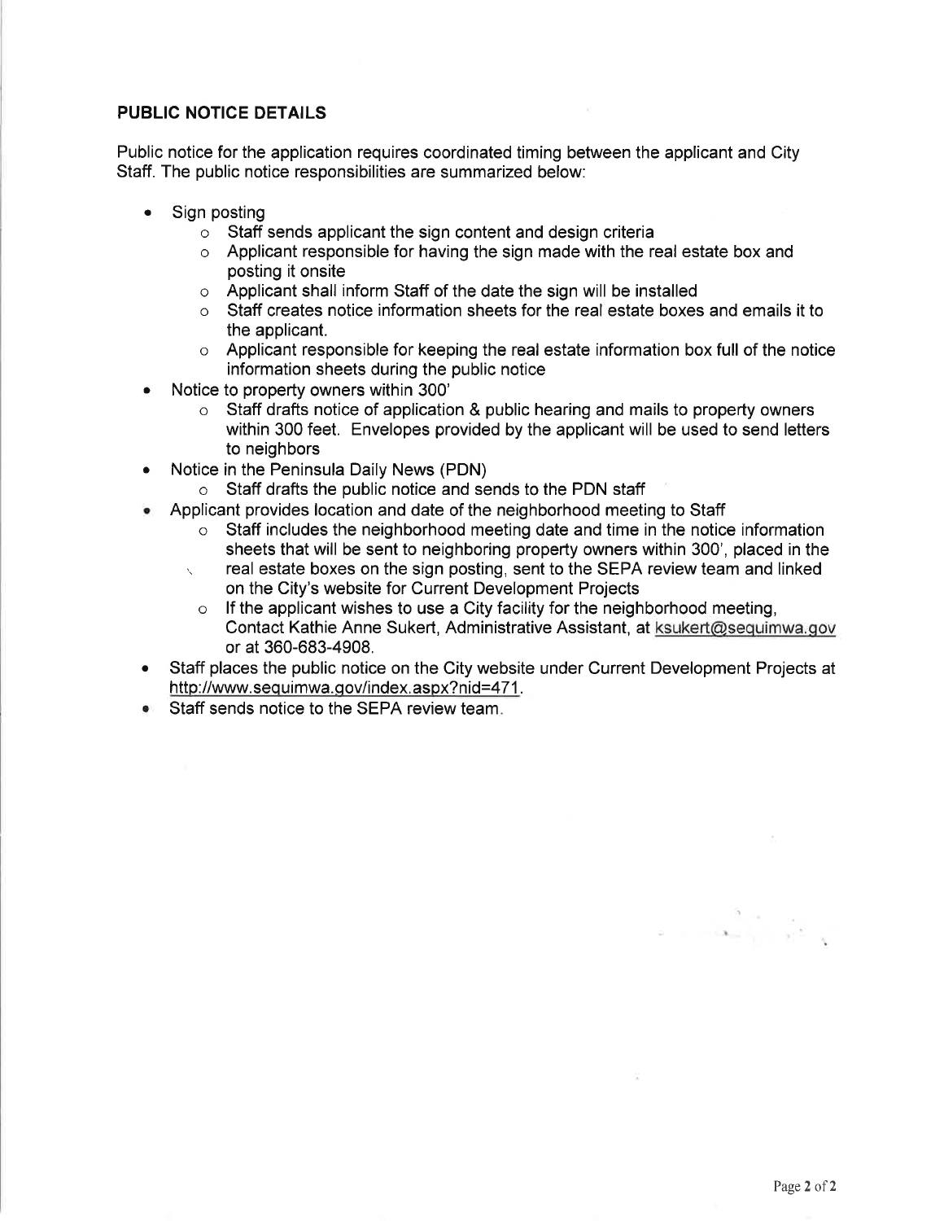**PUBLIC NOTICE DETAILS**

Public notice for the application requires coordinated timing between the applicant and City Staff. The public notice responsibilities are summarized below:

- Sign posting
  - Staff sends applicant the sign content and design criteria
  - Applicant responsible for having the sign made with the real estate box and posting it onsite
  - Applicant shall inform Staff of the date the sign will be installed
  - Staff creates notice information sheets for the real estate boxes and emails it to the applicant.
  - Applicant responsible for keeping the real estate information box full of the notice information sheets during the public notice
- Notice to property owners within 300'
  - Staff drafts notice of application & public hearing and mails to property owners within 300 feet. Envelopes provided by the applicant will be used to send letters to neighbors
- Notice in the Peninsula Daily News (PDN)
  - Staff drafts the public notice and sends to the PDN staff
- Applicant provides location and date of the neighborhood meeting to Staff
  - Staff includes the neighborhood meeting date and time in the notice information sheets that will be sent to neighboring property owners within 300', placed in the real estate boxes on the sign posting, sent to the SEPA review team and linked on the City's website for Current Development Projects
  - If the applicant wishes to use a City facility for the neighborhood meeting, Contact Kathie Anne Sukert, Administrative Assistant, at ksukert@sequimwa.gov or at 360-683-4908.
- Staff places the public notice on the City website under Current Development Projects at http://www.sequimwa.gov/index.aspx?nid=471.
- Staff sends notice to the SEPA review team.